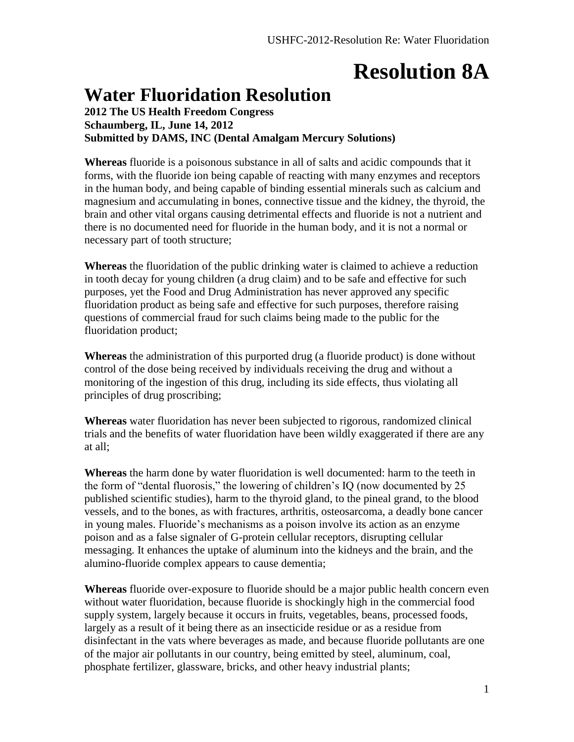# Resolution 8A

# Water Fluoridation Resolution

**2012 The US Health Freedom Congress**
**Schaumberg, IL, June 14, 2012**
**Submitted by DAMS, INC (Dental Amalgam Mercury Solutions)**

**Whereas** fluoride is a poisonous substance in all of salts and acidic compounds that it forms, with the fluoride ion being capable of reacting with many enzymes and receptors in the human body, and being capable of binding essential minerals such as calcium and magnesium and accumulating in bones, connective tissue and the kidney, the thyroid, the brain and other vital organs causing detrimental effects and fluoride is not a nutrient and there is no documented need for fluoride in the human body, and it is not a normal or necessary part of tooth structure;

**Whereas** the fluoridation of the public drinking water is claimed to achieve a reduction in tooth decay for young children (a drug claim) and to be safe and effective for such purposes, yet the Food and Drug Administration has never approved any specific fluoridation product as being safe and effective for such purposes, therefore raising questions of commercial fraud for such claims being made to the public for the fluoridation product;

**Whereas** the administration of this purported drug (a fluoride product) is done without control of the dose being received by individuals receiving the drug and without a monitoring of the ingestion of this drug, including its side effects, thus violating all principles of drug proscribing;

**Whereas** water fluoridation has never been subjected to rigorous, randomized clinical trials and the benefits of water fluoridation have been wildly exaggerated if there are any at all;

**Whereas** the harm done by water fluoridation is well documented: harm to the teeth in the form of "dental fluorosis," the lowering of children's IQ (now documented by 25 published scientific studies), harm to the thyroid gland, to the pineal grand, to the blood vessels, and to the bones, as with fractures, arthritis, osteosarcoma, a deadly bone cancer in young males. Fluoride's mechanisms as a poison involve its action as an enzyme poison and as a false signaler of G-protein cellular receptors, disrupting cellular messaging. It enhances the uptake of aluminum into the kidneys and the brain, and the alumino-fluoride complex appears to cause dementia;

**Whereas** fluoride over-exposure to fluoride should be a major public health concern even without water fluoridation, because fluoride is shockingly high in the commercial food supply system, largely because it occurs in fruits, vegetables, beans, processed foods, largely as a result of it being there as an insecticide residue or as a residue from disinfectant in the vats where beverages as made, and because fluoride pollutants are one of the major air pollutants in our country, being emitted by steel, aluminum, coal, phosphate fertilizer, glassware, bricks, and other heavy industrial plants;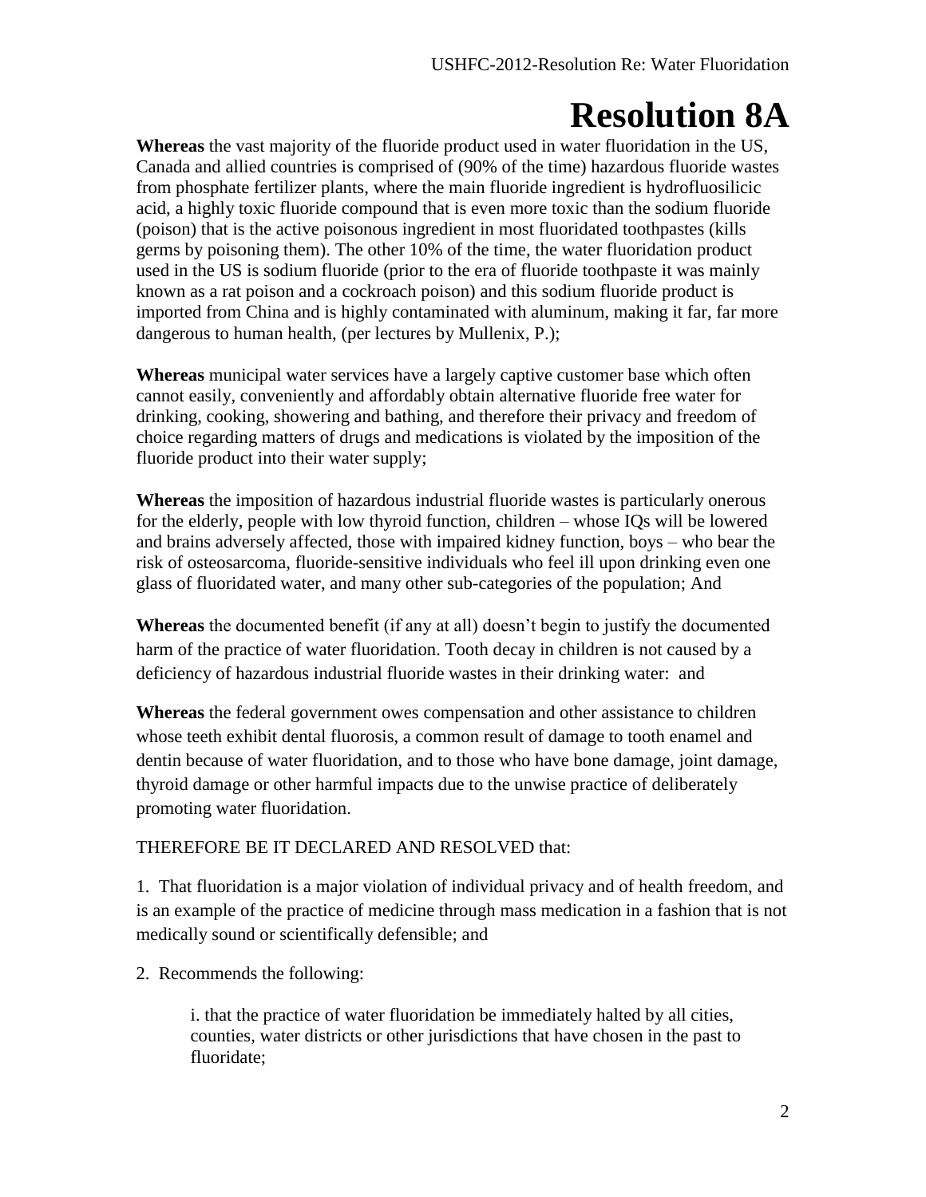# Resolution 8A

**Whereas** the vast majority of the fluoride product used in water fluoridation in the US, Canada and allied countries is comprised of (90% of the time) hazardous fluoride wastes from phosphate fertilizer plants, where the main fluoride ingredient is hydrofluosilicic acid, a highly toxic fluoride compound that is even more toxic than the sodium fluoride (poison) that is the active poisonous ingredient in most fluoridated toothpastes (kills germs by poisoning them). The other 10% of the time, the water fluoridation product used in the US is sodium fluoride (prior to the era of fluoride toothpaste it was mainly known as a rat poison and a cockroach poison) and this sodium fluoride product is imported from China and is highly contaminated with aluminum, making it far, far more dangerous to human health, (per lectures by Mullenix, P.);

**Whereas** municipal water services have a largely captive customer base which often cannot easily, conveniently and affordably obtain alternative fluoride free water for drinking, cooking, showering and bathing, and therefore their privacy and freedom of choice regarding matters of drugs and medications is violated by the imposition of the fluoride product into their water supply;

**Whereas** the imposition of hazardous industrial fluoride wastes is particularly onerous for the elderly, people with low thyroid function, children – whose IQs will be lowered and brains adversely affected, those with impaired kidney function, boys – who bear the risk of osteosarcoma, fluoride-sensitive individuals who feel ill upon drinking even one glass of fluoridated water, and many other sub-categories of the population; And

**Whereas** the documented benefit (if any at all) doesn't begin to justify the documented harm of the practice of water fluoridation. Tooth decay in children is not caused by a deficiency of hazardous industrial fluoride wastes in their drinking water: and

**Whereas** the federal government owes compensation and other assistance to children whose teeth exhibit dental fluorosis, a common result of damage to tooth enamel and dentin because of water fluoridation, and to those who have bone damage, joint damage, thyroid damage or other harmful impacts due to the unwise practice of deliberately promoting water fluoridation.

THEREFORE BE IT DECLARED AND RESOLVED that:

1. That fluoridation is a major violation of individual privacy and of health freedom, and is an example of the practice of medicine through mass medication in a fashion that is not medically sound or scientifically defensible; and

2. Recommends the following:

   i. that the practice of water fluoridation be immediately halted by all cities, counties, water districts or other jurisdictions that have chosen in the past to fluoridate;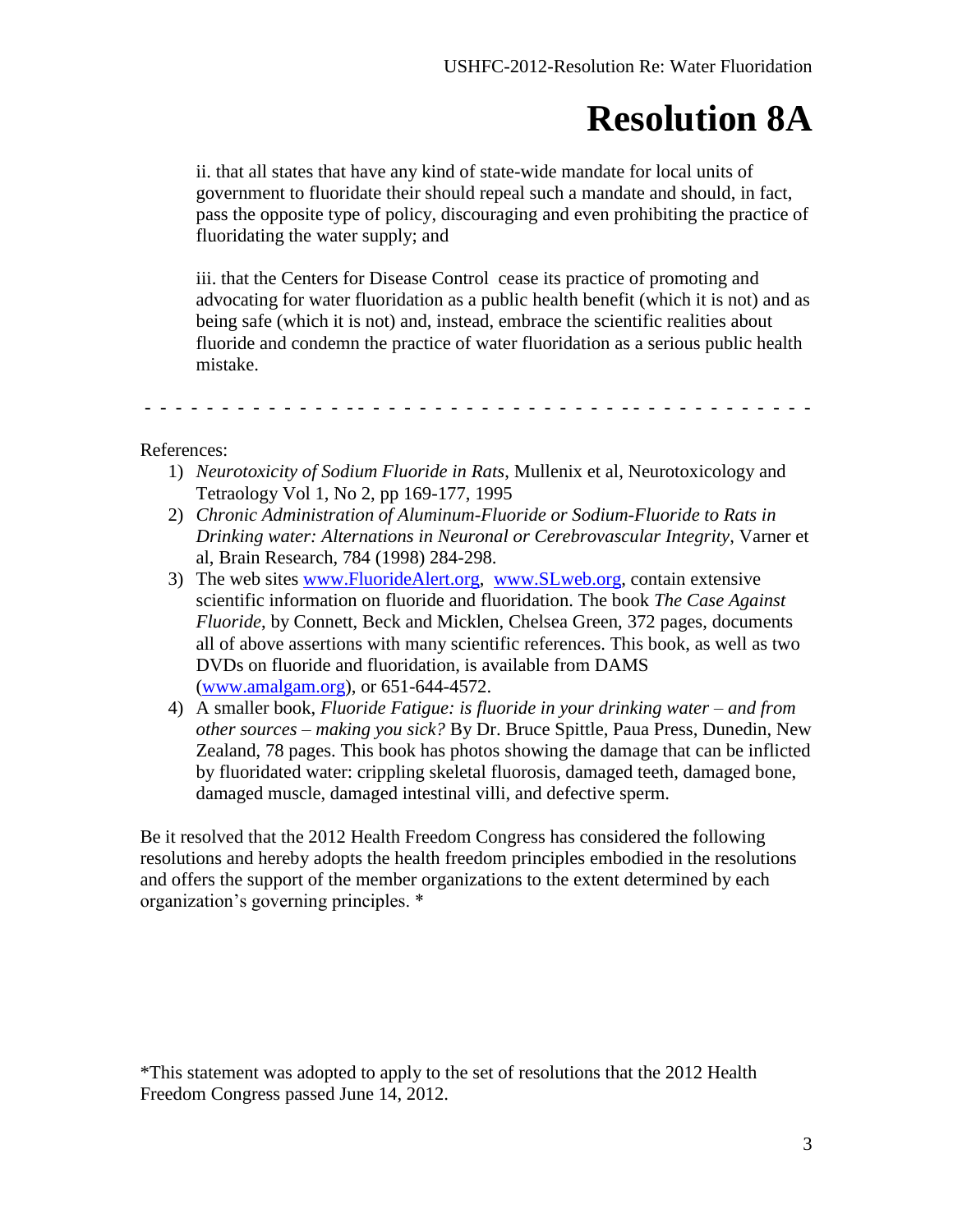# Resolution 8A

ii. that all states that have any kind of state-wide mandate for local units of government to fluoridate their should repeal such a mandate and should, in fact, pass the opposite type of policy, discouraging and even prohibiting the practice of fluoridating the water supply; and

iii. that the Centers for Disease Control cease its practice of promoting and advocating for water fluoridation as a public health benefit (which it is not) and as being safe (which it is not) and, instead, embrace the scientific realities about fluoride and condemn the practice of water fluoridation as a serious public health mistake.

- - - - - - - - - - - - - - - - - - - - - - - - - - - - - - - - - - - - - - - - - - - -

References:

1) *Neurotoxicity of Sodium Fluoride in Rats*, Mullenix et al, Neurotoxicology and Tetraology Vol 1, No 2, pp 169-177, 1995
2) *Chronic Administration of Aluminum-Fluoride or Sodium-Fluoride to Rats in Drinking water: Alternations in Neuronal or Cerebrovascular Integrity*, Varner et al, Brain Research, 784 (1998) 284-298.
3) The web sites www.FluorideAlert.org, www.SLweb.org, contain extensive scientific information on fluoride and fluoridation. The book *The Case Against Fluoride*, by Connett, Beck and Micklen, Chelsea Green, 372 pages, documents all of above assertions with many scientific references. This book, as well as two DVDs on fluoride and fluoridation, is available from DAMS (www.amalgam.org), or 651-644-4572.
4) A smaller book, *Fluoride Fatigue: is fluoride in your drinking water – and from other sources – making you sick?* By Dr. Bruce Spittle, Paua Press, Dunedin, New Zealand, 78 pages. This book has photos showing the damage that can be inflicted by fluoridated water: crippling skeletal fluorosis, damaged teeth, damaged bone, damaged muscle, damaged intestinal villi, and defective sperm.

Be it resolved that the 2012 Health Freedom Congress has considered the following resolutions and hereby adopts the health freedom principles embodied in the resolutions and offers the support of the member organizations to the extent determined by each organization's governing principles. *

*This statement was adopted to apply to the set of resolutions that the 2012 Health Freedom Congress passed June 14, 2012.